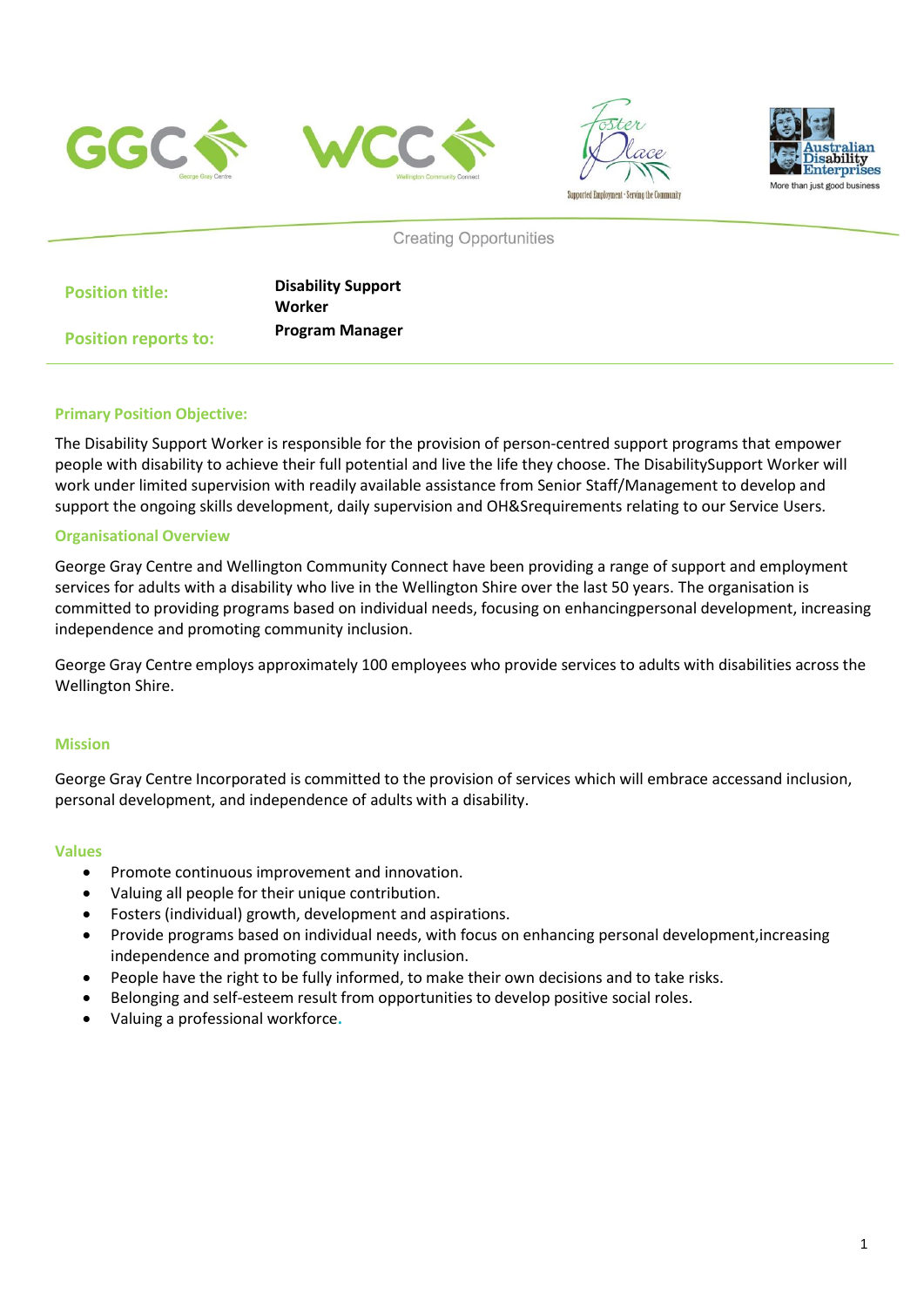Creating Opportunities

| **Position title:** | **Disability Support Worker** |
| --- | --- |
| **Position reports to:** | **Program Manager** |

## Primary Position Objective:

The Disability Support Worker is responsible for the provision of person-centred support programs that empower people with disability to achieve their full potential and live the life they choose. The DisabilitySupport Worker will work under limited supervision with readily available assistance from Senior Staff/Management to develop and support the ongoing skills development, daily supervision and OH&Srequirements relating to our Service Users.

## Organisational Overview

George Gray Centre and Wellington Community Connect have been providing a range of support and employment services for adults with a disability who live in the Wellington Shire over the last 50 years. The organisation is committed to providing programs based on individual needs, focusing on enhancingpersonal development, increasing independence and promoting community inclusion.

George Gray Centre employs approximately 100 employees who provide services to adults with disabilities across the Wellington Shire.

## Mission

George Gray Centre Incorporated is committed to the provision of services which will embrace accessand inclusion, personal development, and independence of adults with a disability.

## Values

- Promote continuous improvement and innovation.
- Valuing all people for their unique contribution.
- Fosters (individual) growth, development and aspirations.
- Provide programs based on individual needs, with focus on enhancing personal development,increasing independence and promoting community inclusion.
- People have the right to be fully informed, to make their own decisions and to take risks.
- Belonging and self-esteem result from opportunities to develop positive social roles.
- Valuing a professional workforce.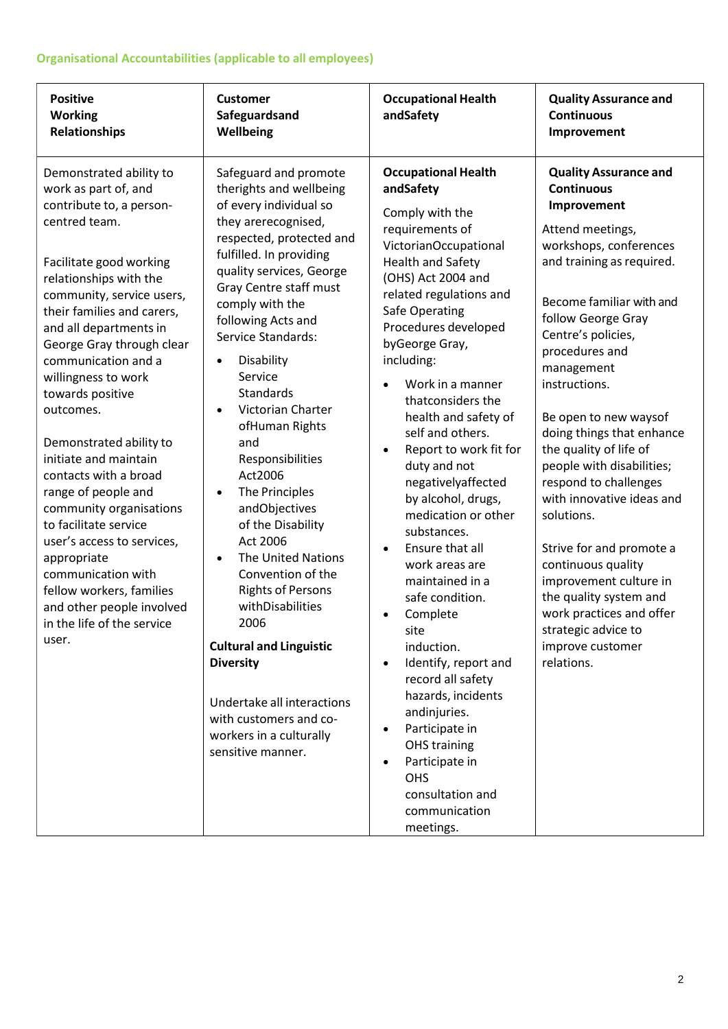### Organisational Accountabilities (applicable to all employees)

| **Positive Working Relationships** | **Customer Safeguardsand Wellbeing** | **Occupational Health andSafety** | **Quality Assurance and Continuous Improvement** |
|---|---|---|---|
| Demonstrated ability to work as part of, and contribute to, a person-centred team.<br><br>Facilitate good working relationships with the community, service users, their families and carers, and all departments in George Gray through clear communication and a willingness to work towards positive outcomes.<br><br>Demonstrated ability to initiate and maintain contacts with a broad range of people and community organisations to facilitate service user's access to services, appropriate communication with fellow workers, families and other people involved in the life of the service user. | Safeguard and promote therights and wellbeing of every individual so they arerecognised, respected, protected and fulfilled. In providing quality services, George Gray Centre staff must comply with the following Acts and Service Standards:<br>• Disability Service Standards<br>• Victorian Charter ofHuman Rights and Responsibilities Act2006<br>• The Principles andObjectives of the Disability Act 2006<br>• The United Nations Convention of the Rights of Persons withDisabilities 2006<br><br>**Cultural and Linguistic Diversity**<br><br>Undertake all interactions with customers and co-workers in a culturally sensitive manner. | **Occupational Health andSafety**<br><br>Comply with the requirements of VictorianOccupational Health and Safety (OHS) Act 2004 and related regulations and Safe Operating Procedures developed byGeorge Gray, including:<br>• Work in a manner thatconsiders the health and safety of self and others.<br>• Report to work fit for duty and not negativelyaffected by alcohol, drugs, medication or other substances.<br>• Ensure that all work areas are maintained in a safe condition.<br>• Complete site induction.<br>• Identify, report and record all safety hazards, incidents andinjuries.<br>• Participate in OHS training<br>• Participate in OHS consultation and communication meetings. | **Quality Assurance and Continuous Improvement**<br><br>Attend meetings, workshops, conferences and training as required.<br><br>Become familiar with and follow George Gray Centre's policies, procedures and management instructions.<br><br>Be open to new waysof doing things that enhance the quality of life of people with disabilities; respond to challenges with innovative ideas and solutions.<br><br>Strive for and promote a continuous quality improvement culture in the quality system and work practices and offer strategic advice to improve customer relations. |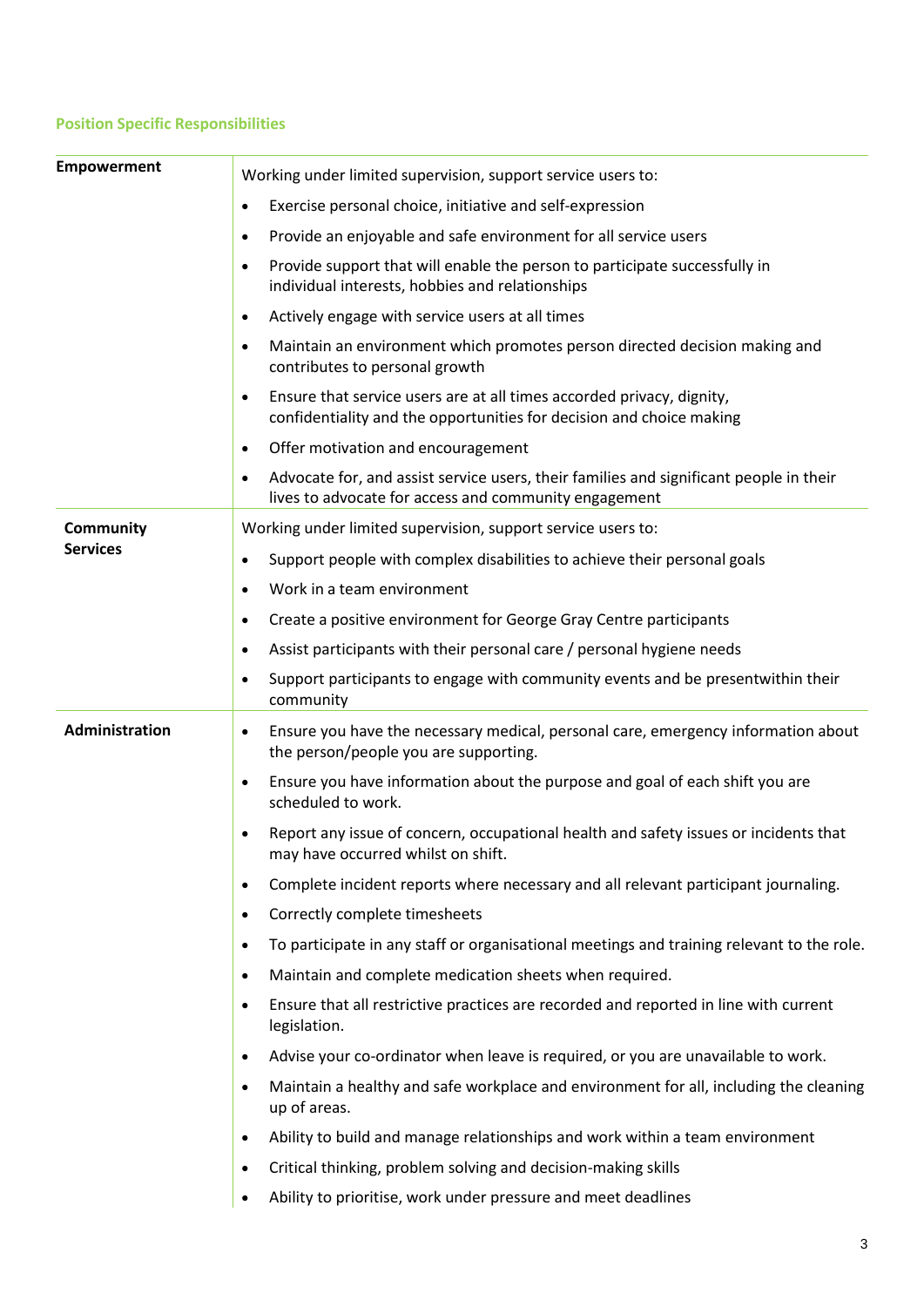## Position Specific Responsibilities

| | |
|---|---|
| **Empowerment** | Working under limited supervision, support service users to:<br>• Exercise personal choice, initiative and self-expression<br>• Provide an enjoyable and safe environment for all service users<br>• Provide support that will enable the person to participate successfully in individual interests, hobbies and relationships<br>• Actively engage with service users at all times<br>• Maintain an environment which promotes person directed decision making and contributes to personal growth<br>• Ensure that service users are at all times accorded privacy, dignity, confidentiality and the opportunities for decision and choice making<br>• Offer motivation and encouragement<br>• Advocate for, and assist service users, their families and significant people in their lives to advocate for access and community engagement |
| **Community Services** | Working under limited supervision, support service users to:<br>• Support people with complex disabilities to achieve their personal goals<br>• Work in a team environment<br>• Create a positive environment for George Gray Centre participants<br>• Assist participants with their personal care / personal hygiene needs<br>• Support participants to engage with community events and be presentwithin their community |
| **Administration** | • Ensure you have the necessary medical, personal care, emergency information about the person/people you are supporting.<br>• Ensure you have information about the purpose and goal of each shift you are scheduled to work.<br>• Report any issue of concern, occupational health and safety issues or incidents that may have occurred whilst on shift.<br>• Complete incident reports where necessary and all relevant participant journaling.<br>• Correctly complete timesheets<br>• To participate in any staff or organisational meetings and training relevant to the role.<br>• Maintain and complete medication sheets when required.<br>• Ensure that all restrictive practices are recorded and reported in line with current legislation.<br>• Advise your co-ordinator when leave is required, or you are unavailable to work.<br>• Maintain a healthy and safe workplace and environment for all, including the cleaning up of areas.<br>• Ability to build and manage relationships and work within a team environment<br>• Critical thinking, problem solving and decision-making skills<br>• Ability to prioritise, work under pressure and meet deadlines |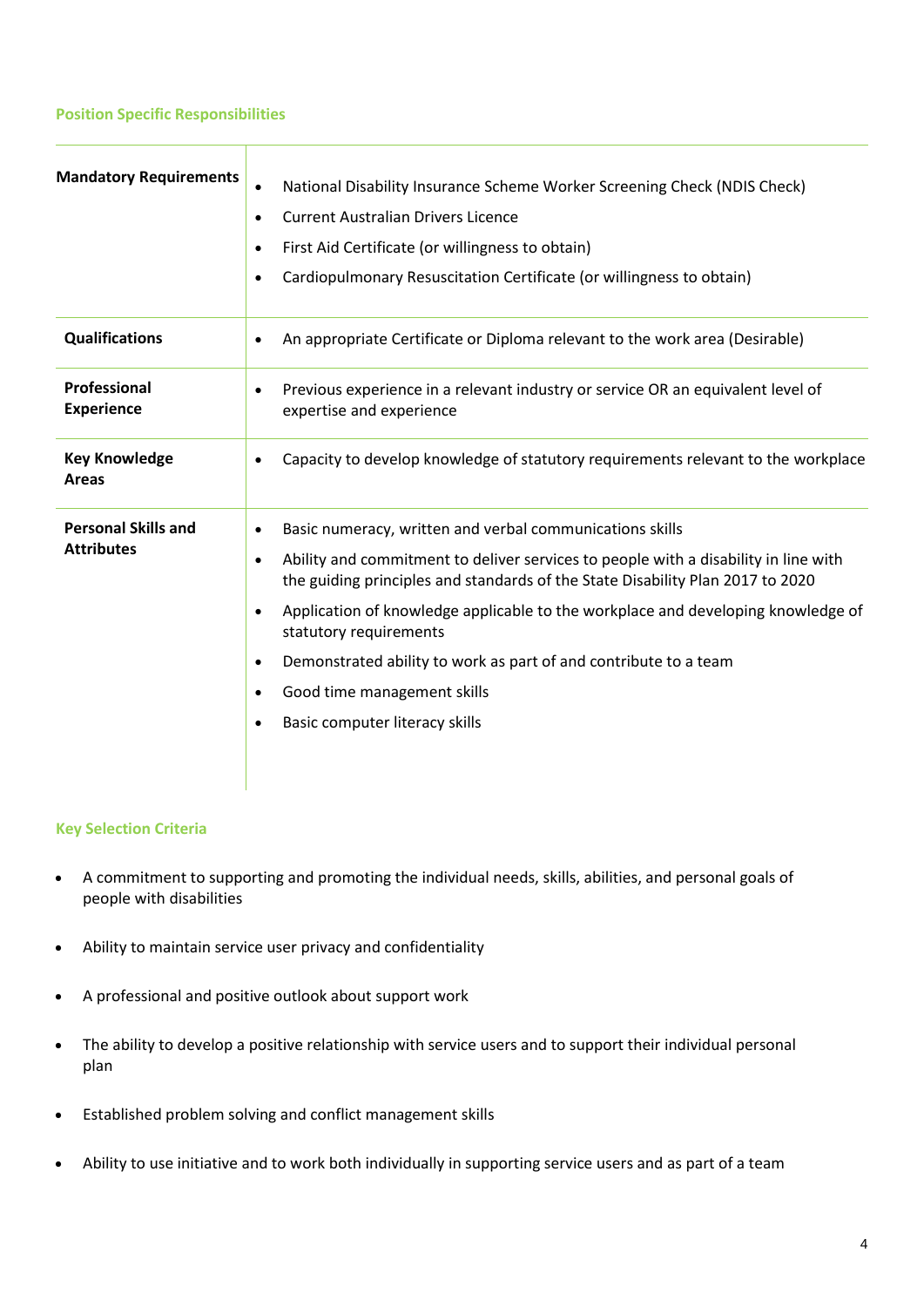## Position Specific Responsibilities

| | |
|---|---|
| **Mandatory Requirements** | • National Disability Insurance Scheme Worker Screening Check (NDIS Check)<br>• Current Australian Drivers Licence<br>• First Aid Certificate (or willingness to obtain)<br>• Cardiopulmonary Resuscitation Certificate (or willingness to obtain) |
| **Qualifications** | • An appropriate Certificate or Diploma relevant to the work area (Desirable) |
| **Professional Experience** | • Previous experience in a relevant industry or service OR an equivalent level of expertise and experience |
| **Key Knowledge Areas** | • Capacity to develop knowledge of statutory requirements relevant to the workplace |
| **Personal Skills and Attributes** | • Basic numeracy, written and verbal communications skills<br>• Ability and commitment to deliver services to people with a disability in line with the guiding principles and standards of the State Disability Plan 2017 to 2020<br>• Application of knowledge applicable to the workplace and developing knowledge of statutory requirements<br>• Demonstrated ability to work as part of and contribute to a team<br>• Good time management skills<br>• Basic computer literacy skills |

## Key Selection Criteria

- A commitment to supporting and promoting the individual needs, skills, abilities, and personal goals of people with disabilities
- Ability to maintain service user privacy and confidentiality
- A professional and positive outlook about support work
- The ability to develop a positive relationship with service users and to support their individual personal plan
- Established problem solving and conflict management skills
- Ability to use initiative and to work both individually in supporting service users and as part of a team